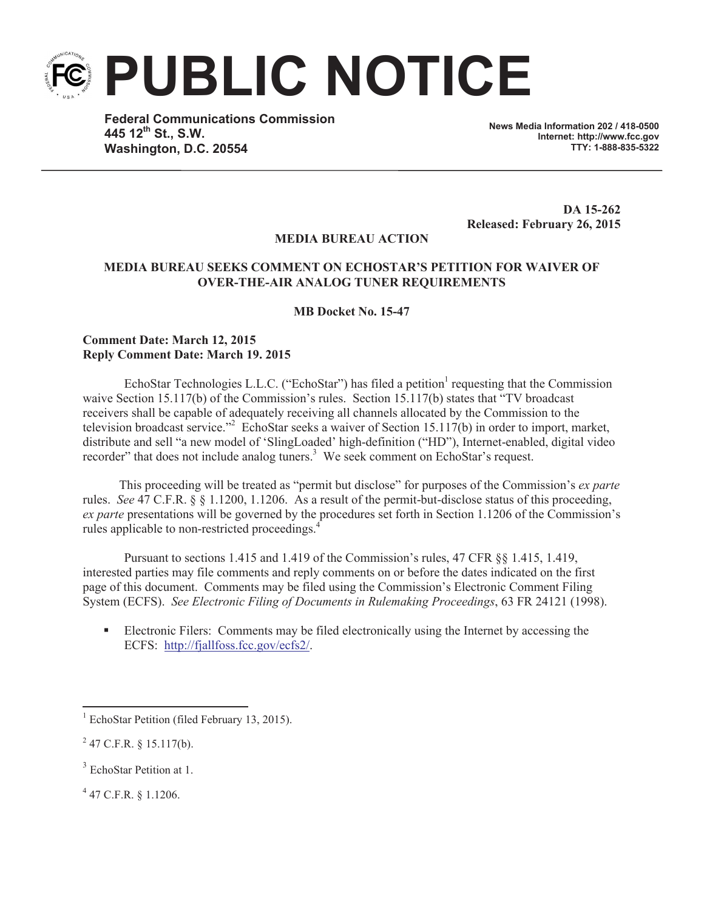# PUBLIC NOTICE

**Federal Communications Commission**
**445 12th St., S.W.**
**Washington, D.C. 20554**

**News Media Information 202 / 418-0500**
**Internet: http://www.fcc.gov**
**TTY: 1-888-835-5322**

**DA 15-262**
**Released: February 26, 2015**

**MEDIA BUREAU ACTION**

**MEDIA BUREAU SEEKS COMMENT ON ECHOSTAR'S PETITION FOR WAIVER OF OVER-THE-AIR ANALOG TUNER REQUIREMENTS**

**MB Docket No. 15-47**

**Comment Date: March 12, 2015**
**Reply Comment Date: March 19. 2015**

EchoStar Technologies L.L.C. ("EchoStar") has filed a petition[1] requesting that the Commission waive Section 15.117(b) of the Commission's rules. Section 15.117(b) states that "TV broadcast receivers shall be capable of adequately receiving all channels allocated by the Commission to the television broadcast service."[2] EchoStar seeks a waiver of Section 15.117(b) in order to import, market, distribute and sell "a new model of 'SlingLoaded' high-definition ("HD"), Internet-enabled, digital video recorder" that does not include analog tuners.[3] We seek comment on EchoStar's request.

This proceeding will be treated as "permit but disclose" for purposes of the Commission's *ex parte* rules. *See* 47 C.F.R. § § 1.1200, 1.1206. As a result of the permit-but-disclose status of this proceeding, *ex parte* presentations will be governed by the procedures set forth in Section 1.1206 of the Commission's rules applicable to non-restricted proceedings.[4]

Pursuant to sections 1.415 and 1.419 of the Commission's rules, 47 CFR §§ 1.415, 1.419, interested parties may file comments and reply comments on or before the dates indicated on the first page of this document. Comments may be filed using the Commission's Electronic Comment Filing System (ECFS). *See Electronic Filing of Documents in Rulemaking Proceedings*, 63 FR 24121 (1998).

- Electronic Filers: Comments may be filed electronically using the Internet by accessing the ECFS: http://fjallfoss.fcc.gov/ecfs2/.

---

[1] EchoStar Petition (filed February 13, 2015).

[2] 47 C.F.R. § 15.117(b).

[3] EchoStar Petition at 1.

[4] 47 C.F.R. § 1.1206.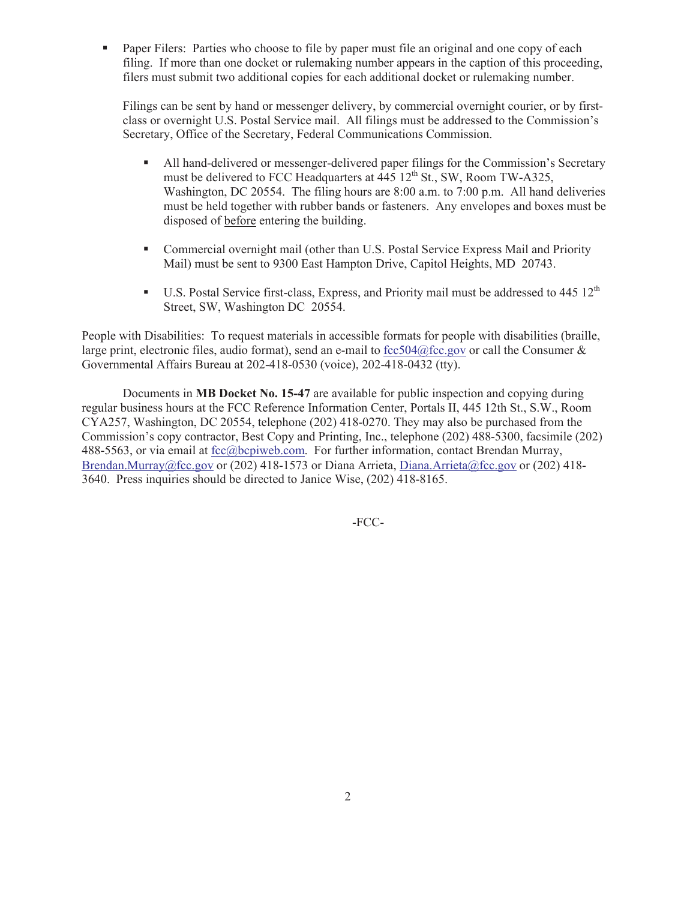- Paper Filers: Parties who choose to file by paper must file an original and one copy of each filing. If more than one docket or rulemaking number appears in the caption of this proceeding, filers must submit two additional copies for each additional docket or rulemaking number.

  Filings can be sent by hand or messenger delivery, by commercial overnight courier, or by first-class or overnight U.S. Postal Service mail. All filings must be addressed to the Commission's Secretary, Office of the Secretary, Federal Communications Commission.

  - All hand-delivered or messenger-delivered paper filings for the Commission's Secretary must be delivered to FCC Headquarters at 445 12th St., SW, Room TW-A325, Washington, DC 20554. The filing hours are 8:00 a.m. to 7:00 p.m. All hand deliveries must be held together with rubber bands or fasteners. Any envelopes and boxes must be disposed of before entering the building.

  - Commercial overnight mail (other than U.S. Postal Service Express Mail and Priority Mail) must be sent to 9300 East Hampton Drive, Capitol Heights, MD 20743.

  - U.S. Postal Service first-class, Express, and Priority mail must be addressed to 445 12th Street, SW, Washington DC 20554.

People with Disabilities: To request materials in accessible formats for people with disabilities (braille, large print, electronic files, audio format), send an e-mail to fcc504@fcc.gov or call the Consumer & Governmental Affairs Bureau at 202-418-0530 (voice), 202-418-0432 (tty).

Documents in **MB Docket No. 15-47** are available for public inspection and copying during regular business hours at the FCC Reference Information Center, Portals II, 445 12th St., S.W., Room CYA257, Washington, DC 20554, telephone (202) 418-0270. They may also be purchased from the Commission's copy contractor, Best Copy and Printing, Inc., telephone (202) 488-5300, facsimile (202) 488-5563, or via email at fcc@bcpiweb.com. For further information, contact Brendan Murray, Brendan.Murray@fcc.gov or (202) 418-1573 or Diana Arrieta, Diana.Arrieta@fcc.gov or (202) 418-3640. Press inquiries should be directed to Janice Wise, (202) 418-8165.

-FCC-